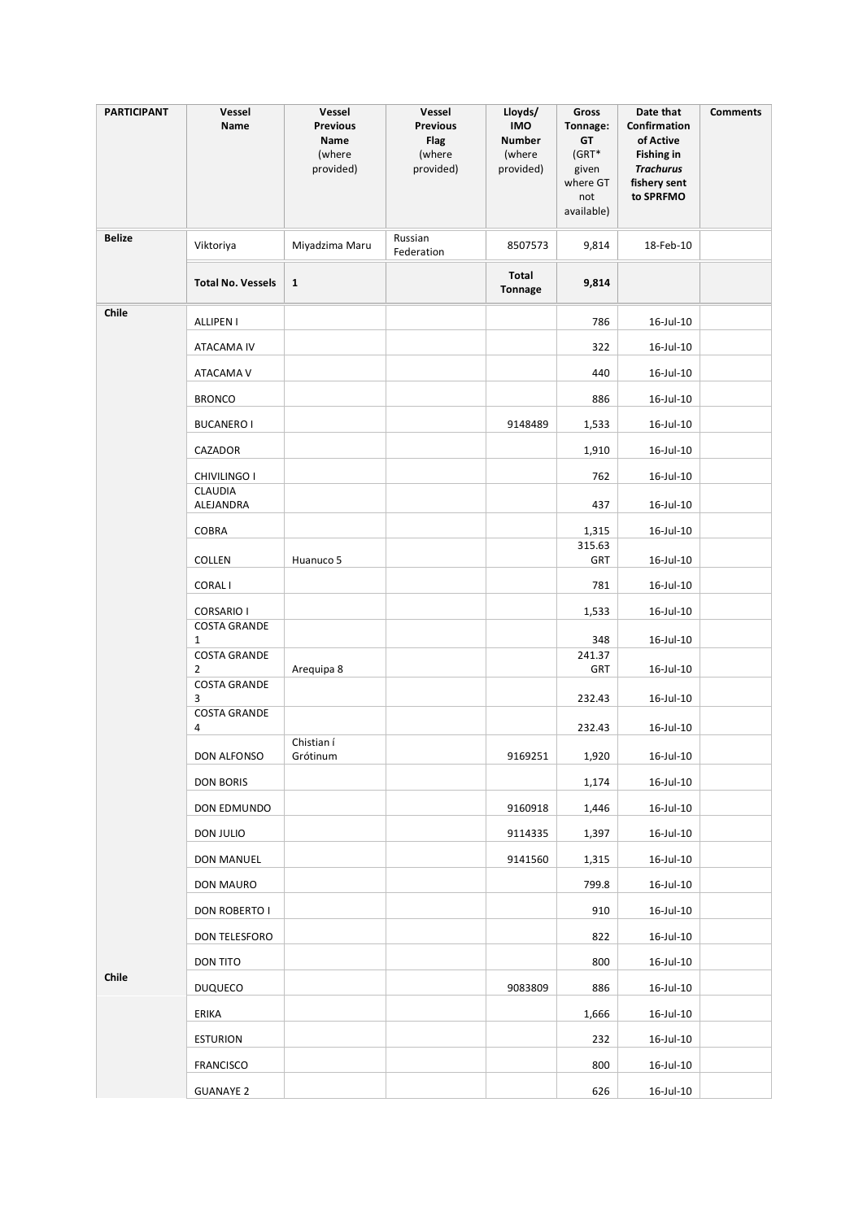| PARTICIPANT | Vessel Name | Vessel Previous Name (where provided) | Vessel Previous Flag (where provided) | Lloyds/ IMO Number (where provided) | Gross Tonnage: GT (GRT* given where GT not available) | Date that Confirmation of Active Fishing in *Trachurus* fishery sent to SPRFMO | Comments |
|---|---|---|---|---|---|---|---|
| **Belize** | Viktoriya | Miyadzima Maru | Russian Federation | 8507573 | 9,814 | 18-Feb-10 | |
| | **Total No. Vessels** | **1** | | **Total Tonnage** | **9,814** | | |
| **Chile** | ALLIPEN I | | | | 786 | 16-Jul-10 | |
| | ATACAMA IV | | | | 322 | 16-Jul-10 | |
| | ATACAMA V | | | | 440 | 16-Jul-10 | |
| | BRONCO | | | | 886 | 16-Jul-10 | |
| | BUCANERO I | | | 9148489 | 1,533 | 16-Jul-10 | |
| | CAZADOR | | | | 1,910 | 16-Jul-10 | |
| | CHIVILINGO I | | | | 762 | 16-Jul-10 | |
| | CLAUDIA ALEJANDRA | | | | 437 | 16-Jul-10 | |
| | COBRA | | | | 1,315 | 16-Jul-10 | |
| | COLLEN | Huanuco 5 | | | 315.63 GRT | 16-Jul-10 | |
| | CORAL I | | | | 781 | 16-Jul-10 | |
| | CORSARIO I | | | | 1,533 | 16-Jul-10 | |
| | COSTA GRANDE 1 | | | | 348 | 16-Jul-10 | |
| | COSTA GRANDE 2 | Arequipa 8 | | | 241.37 GRT | 16-Jul-10 | |
| | COSTA GRANDE 3 | | | | 232.43 | 16-Jul-10 | |
| | COSTA GRANDE 4 | | | | 232.43 | 16-Jul-10 | |
| | DON ALFONSO | Chistian í Grótinum | | 9169251 | 1,920 | 16-Jul-10 | |
| | DON BORIS | | | | 1,174 | 16-Jul-10 | |
| | DON EDMUNDO | | | 9160918 | 1,446 | 16-Jul-10 | |
| | DON JULIO | | | 9114335 | 1,397 | 16-Jul-10 | |
| | DON MANUEL | | | 9141560 | 1,315 | 16-Jul-10 | |
| | DON MAURO | | | | 799.8 | 16-Jul-10 | |
| | DON ROBERTO I | | | | 910 | 16-Jul-10 | |
| | DON TELESFORO | | | | 822 | 16-Jul-10 | |
| | DON TITO | | | | 800 | 16-Jul-10 | |
| **Chile** | DUQUECO | | | 9083809 | 886 | 16-Jul-10 | |
| | ERIKA | | | | 1,666 | 16-Jul-10 | |
| | ESTURION | | | | 232 | 16-Jul-10 | |
| | FRANCISCO | | | | 800 | 16-Jul-10 | |
| | GUANAYE 2 | | | | 626 | 16-Jul-10 | |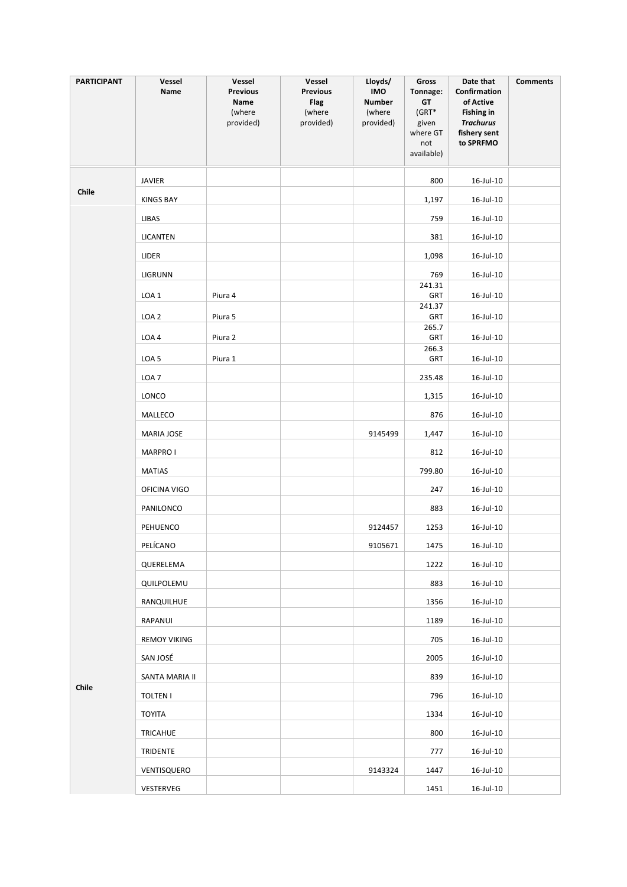| PARTICIPANT | Vessel Name | Vessel Previous Name (where provided) | Vessel Previous Flag (where provided) | Lloyds/ IMO Number (where provided) | Gross Tonnage: GT (GRT* given where GT not available) | Date that Confirmation of Active Fishing in *Trachurus* fishery sent to SPRFMO | Comments |
|---|---|---|---|---|---|---|---|
| Chile | JAVIER | | | | 800 | 16-Jul-10 | |
| | KINGS BAY | | | | 1,197 | 16-Jul-10 | |
| | LIBAS | | | | 759 | 16-Jul-10 | |
| | LICANTEN | | | | 381 | 16-Jul-10 | |
| | LIDER | | | | 1,098 | 16-Jul-10 | |
| | LIGRUNN | | | | 769 | 16-Jul-10 | |
| | LOA 1 | Piura 4 | | | 241.31 GRT | 16-Jul-10 | |
| | LOA 2 | Piura 5 | | | 241.37 GRT | 16-Jul-10 | |
| | LOA 4 | Piura 2 | | | 265.7 GRT | 16-Jul-10 | |
| | LOA 5 | Piura 1 | | | 266.3 GRT | 16-Jul-10 | |
| | LOA 7 | | | | 235.48 | 16-Jul-10 | |
| | LONCO | | | | 1,315 | 16-Jul-10 | |
| | MALLECO | | | | 876 | 16-Jul-10 | |
| | MARIA JOSE | | | 9145499 | 1,447 | 16-Jul-10 | |
| | MARPRO I | | | | 812 | 16-Jul-10 | |
| | MATIAS | | | | 799.80 | 16-Jul-10 | |
| | OFICINA VIGO | | | | 247 | 16-Jul-10 | |
| | PANILONCO | | | | 883 | 16-Jul-10 | |
| | PEHUENCO | | | 9124457 | 1253 | 16-Jul-10 | |
| | PELÍCANO | | | 9105671 | 1475 | 16-Jul-10 | |
| | QUERELEMA | | | | 1222 | 16-Jul-10 | |
| | QUILPOLEMU | | | | 883 | 16-Jul-10 | |
| | RANQUILHUE | | | | 1356 | 16-Jul-10 | |
| | RAPANUI | | | | 1189 | 16-Jul-10 | |
| | REMOY VIKING | | | | 705 | 16-Jul-10 | |
| | SAN JOSÉ | | | | 2005 | 16-Jul-10 | |
| | SANTA MARIA II | | | | 839 | 16-Jul-10 | |
| Chile | TOLTEN I | | | | 796 | 16-Jul-10 | |
| | TOYITA | | | | 1334 | 16-Jul-10 | |
| | TRICAHUE | | | | 800 | 16-Jul-10 | |
| | TRIDENTE | | | | 777 | 16-Jul-10 | |
| | VENTISQUERO | | | 9143324 | 1447 | 16-Jul-10 | |
| | VESTERVEG | | | | 1451 | 16-Jul-10 | |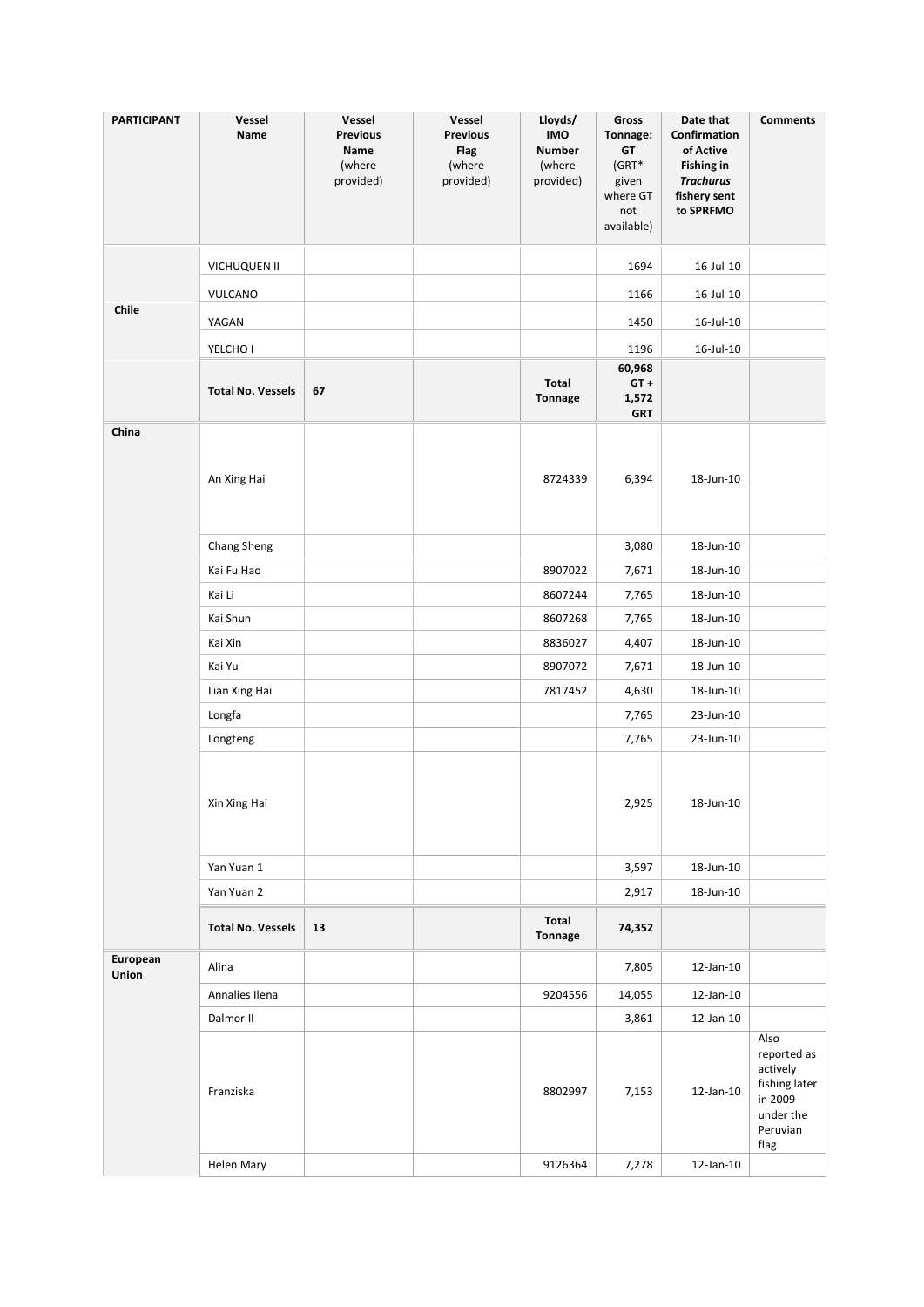| PARTICIPANT | Vessel Name | Vessel Previous Name (where provided) | Vessel Previous Flag (where provided) | Lloyds/ IMO Number (where provided) | Gross Tonnage: GT (GRT* given where GT not available) | Date that Confirmation of Active Fishing in *Trachurus* fishery sent to SPRFMO | Comments |
|---|---|---|---|---|---|---|---|
| Chile | VICHUQUEN II | | | | 1694 | 16-Jul-10 | |
| | VULCANO | | | | 1166 | 16-Jul-10 | |
| | YAGAN | | | | 1450 | 16-Jul-10 | |
| | YELCHO I | | | | 1196 | 16-Jul-10 | |
| | **Total No. Vessels** | **67** | | **Total Tonnage** | **60,968 GT + 1,572 GRT** | | |
| **China** | An Xing Hai | | | 8724339 | 6,394 | 18-Jun-10 | |
| | Chang Sheng | | | | 3,080 | 18-Jun-10 | |
| | Kai Fu Hao | | | 8907022 | 7,671 | 18-Jun-10 | |
| | Kai Li | | | 8607244 | 7,765 | 18-Jun-10 | |
| | Kai Shun | | | 8607268 | 7,765 | 18-Jun-10 | |
| | Kai Xin | | | 8836027 | 4,407 | 18-Jun-10 | |
| | Kai Yu | | | 8907072 | 7,671 | 18-Jun-10 | |
| | Lian Xing Hai | | | 7817452 | 4,630 | 18-Jun-10 | |
| | Longfa | | | | 7,765 | 23-Jun-10 | |
| | Longteng | | | | 7,765 | 23-Jun-10 | |
| | Xin Xing Hai | | | | 2,925 | 18-Jun-10 | |
| | Yan Yuan 1 | | | | 3,597 | 18-Jun-10 | |
| | Yan Yuan 2 | | | | 2,917 | 18-Jun-10 | |
| | **Total No. Vessels** | **13** | | **Total Tonnage** | **74,352** | | |
| **European Union** | Alina | | | | 7,805 | 12-Jan-10 | |
| | Annalies Ilena | | | 9204556 | 14,055 | 12-Jan-10 | |
| | Dalmor II | | | | 3,861 | 12-Jan-10 | |
| | Franziska | | | 8802997 | 7,153 | 12-Jan-10 | Also reported as actively fishing later in 2009 under the Peruvian flag |
| | Helen Mary | | | 9126364 | 7,278 | 12-Jan-10 | |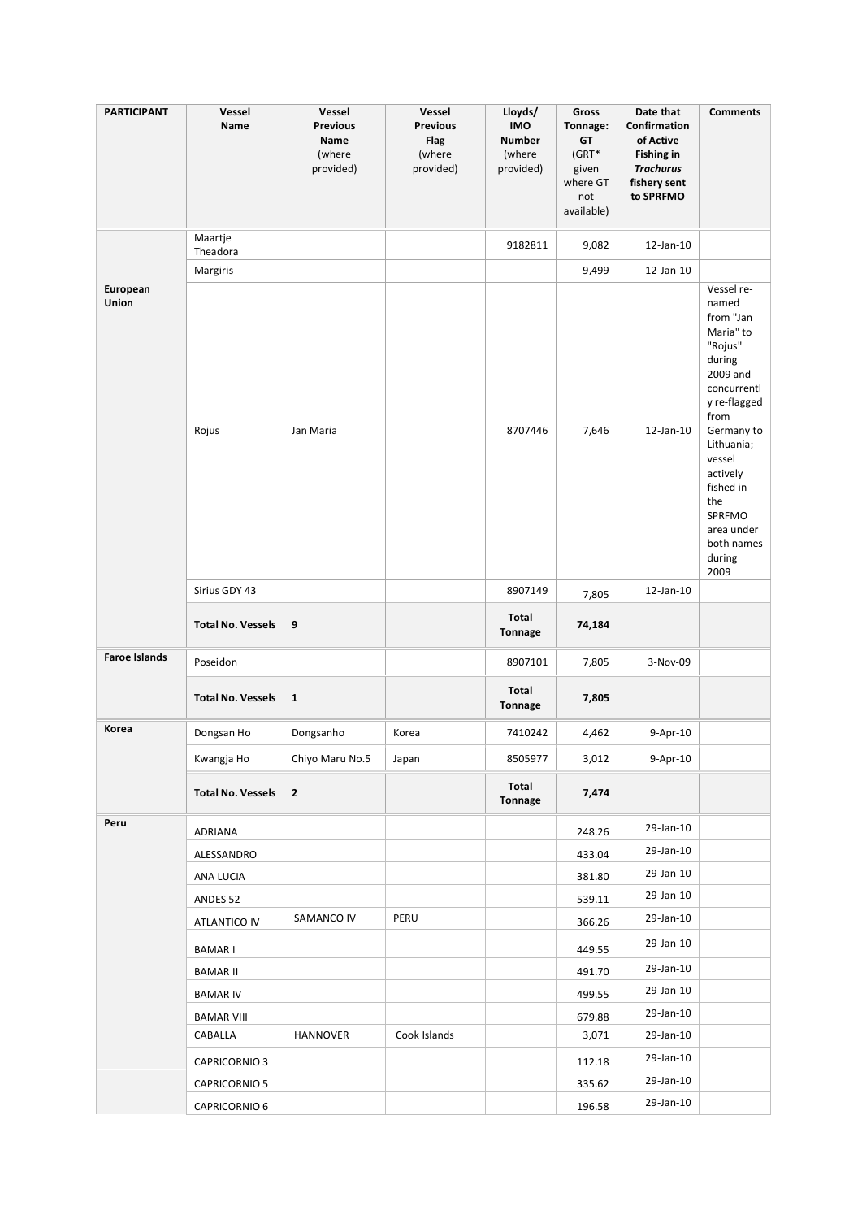| PARTICIPANT | Vessel Name | Vessel Previous Name (where provided) | Vessel Previous Flag (where provided) | Lloyds/ IMO Number (where provided) | Gross Tonnage: GT (GRT* given where GT not available) | Date that Confirmation of Active Fishing in *Trachurus* fishery sent to SPRFMO | Comments |
|---|---|---|---|---|---|---|---|
| European Union | Maartje Theadora | | | 9182811 | 9,082 | 12-Jan-10 | |
| | Margiris | | | | 9,499 | 12-Jan-10 | |
| | Rojus | Jan Maria | | 8707446 | 7,646 | 12-Jan-10 | Vessel re-named from "Jan Maria" to "Rojus" during 2009 and concurrently re-flagged from Germany to Lithuania; vessel actively fished in the SPRFMO area under both names during 2009 |
| | Sirius GDY 43 | | | 8907149 | 7,805 | 12-Jan-10 | |
| | **Total No. Vessels** | **9** | | **Total Tonnage** | **74,184** | | |
| **Faroe Islands** | Poseidon | | | 8907101 | 7,805 | 3-Nov-09 | |
| | **Total No. Vessels** | **1** | | **Total Tonnage** | **7,805** | | |
| **Korea** | Dongsan Ho | Dongsanho | Korea | 7410242 | 4,462 | 9-Apr-10 | |
| | Kwangja Ho | Chiyo Maru No.5 | Japan | 8505977 | 3,012 | 9-Apr-10 | |
| | **Total No. Vessels** | **2** | | **Total Tonnage** | **7,474** | | |
| **Peru** | ADRIANA | | | | 248.26 | 29-Jan-10 | |
| | ALESSANDRO | | | | 433.04 | 29-Jan-10 | |
| | ANA LUCIA | | | | 381.80 | 29-Jan-10 | |
| | ANDES 52 | | | | 539.11 | 29-Jan-10 | |
| | ATLANTICO IV | SAMANCO IV | PERU | | 366.26 | 29-Jan-10 | |
| | BAMAR I | | | | 449.55 | 29-Jan-10 | |
| | BAMAR II | | | | 491.70 | 29-Jan-10 | |
| | BAMAR IV | | | | 499.55 | 29-Jan-10 | |
| | BAMAR VIII | | | | 679.88 | 29-Jan-10 | |
| | CABALLA | HANNOVER | Cook Islands | | 3,071 | 29-Jan-10 | |
| | CAPRICORNIO 3 | | | | 112.18 | 29-Jan-10 | |
| | CAPRICORNIO 5 | | | | 335.62 | 29-Jan-10 | |
| | CAPRICORNIO 6 | | | | 196.58 | 29-Jan-10 | |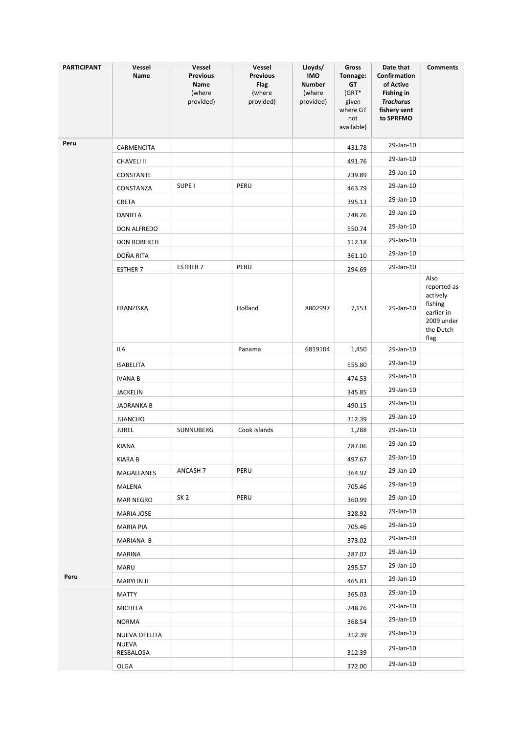| PARTICIPANT | Vessel Name | Vessel Previous Name (where provided) | Vessel Previous Flag (where provided) | Lloyds/ IMO Number (where provided) | Gross Tonnage: GT (GRT* given where GT not available) | Date that Confirmation of Active Fishing in *Trachurus* fishery sent to SPRFMO | Comments |
|---|---|---|---|---|---|---|---|
| Peru | CARMENCITA | | | | 431.78 | 29-Jan-10 | |
| | CHAVELI II | | | | 491.76 | 29-Jan-10 | |
| | CONSTANTE | | | | 239.89 | 29-Jan-10 | |
| | CONSTANZA | SUPE I | PERU | | 463.79 | 29-Jan-10 | |
| | CRETA | | | | 395.13 | 29-Jan-10 | |
| | DANIELA | | | | 248.26 | 29-Jan-10 | |
| | DON ALFREDO | | | | 550.74 | 29-Jan-10 | |
| | DON ROBERTH | | | | 112.18 | 29-Jan-10 | |
| | DOÑA RITA | | | | 361.10 | 29-Jan-10 | |
| | ESTHER 7 | ESTHER 7 | PERU | | 294.69 | 29-Jan-10 | |
| | FRANZISKA | | Holland | 8802997 | 7,153 | 29-Jan-10 | Also reported as actively fishing earlier in 2009 under the Dutch flag |
| | ILA | | Panama | 6819104 | 1,450 | 29-Jan-10 | |
| | ISABELITA | | | | 555.80 | 29-Jan-10 | |
| | IVANA B | | | | 474.53 | 29-Jan-10 | |
| | JACKELIN | | | | 345.85 | 29-Jan-10 | |
| | JADRANKA B | | | | 490.15 | 29-Jan-10 | |
| | JUANCHO | | | | 312.39 | 29-Jan-10 | |
| | JUREL | SUNNUBERG | Cook Islands | | 1,288 | 29-Jan-10 | |
| | KIANA | | | | 287.06 | 29-Jan-10 | |
| | KIARA B | | | | 497.67 | 29-Jan-10 | |
| | MAGALLANES | ANCASH 7 | PERU | | 364.92 | 29-Jan-10 | |
| | MALENA | | | | 705.46 | 29-Jan-10 | |
| | MAR NEGRO | SK 2 | PERU | | 360.99 | 29-Jan-10 | |
| | MARIA JOSE | | | | 328.92 | 29-Jan-10 | |
| | MARIA PIA | | | | 705.46 | 29-Jan-10 | |
| | MARIANA B | | | | 373.02 | 29-Jan-10 | |
| | MARINA | | | | 287.07 | 29-Jan-10 | |
| | MARU | | | | 295.57 | 29-Jan-10 | |
| Peru | MARYLIN II | | | | 465.83 | 29-Jan-10 | |
| | MATTY | | | | 365.03 | 29-Jan-10 | |
| | MICHELA | | | | 248.26 | 29-Jan-10 | |
| | NORMA | | | | 368.54 | 29-Jan-10 | |
| | NUEVA OFELITA | | | | 312.39 | 29-Jan-10 | |
| | NUEVA RESBALOSA | | | | 312.39 | 29-Jan-10 | |
| | OLGA | | | | 372.00 | 29-Jan-10 | |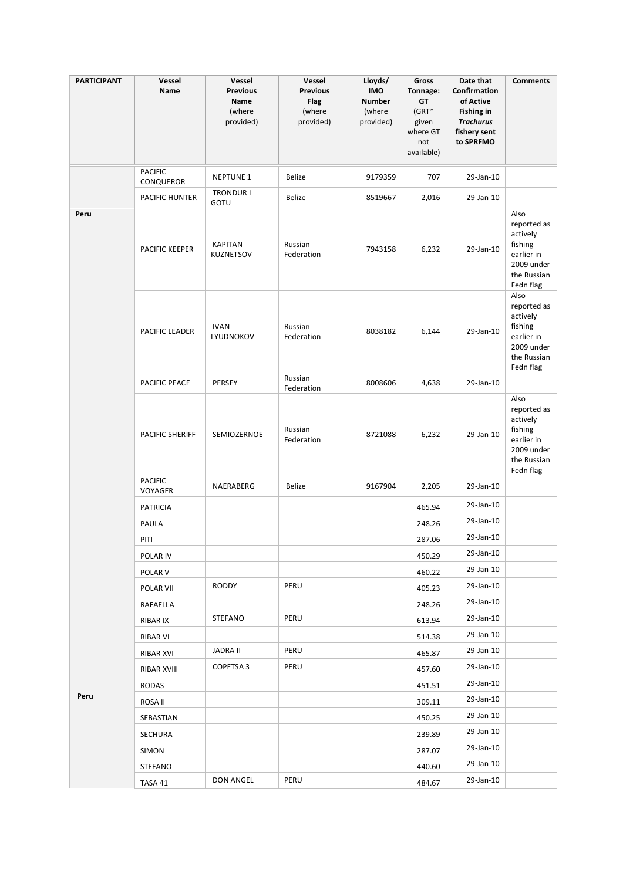| PARTICIPANT | Vessel Name | Vessel Previous Name (where provided) | Vessel Previous Flag (where provided) | Lloyds/ IMO Number (where provided) | Gross Tonnage: GT (GRT* given where GT not available) | Date that Confirmation of Active Fishing in *Trachurus* fishery sent to SPRFMO | Comments |
|---|---|---|---|---|---|---|---|
| Peru | PACIFIC CONQUEROR | NEPTUNE 1 | Belize | 9179359 | 707 | 29-Jan-10 | |
| | PACIFIC HUNTER | TRONDUR I GOTU | Belize | 8519667 | 2,016 | 29-Jan-10 | |
| | PACIFIC KEEPER | KAPITAN KUZNETSOV | Russian Federation | 7943158 | 6,232 | 29-Jan-10 | Also reported as actively fishing earlier in 2009 under the Russian Fedn flag |
| | PACIFIC LEADER | IVAN LYUDNOKOV | Russian Federation | 8038182 | 6,144 | 29-Jan-10 | Also reported as actively fishing earlier in 2009 under the Russian Fedn flag |
| | PACIFIC PEACE | PERSEY | Russian Federation | 8008606 | 4,638 | 29-Jan-10 | |
| | PACIFIC SHERIFF | SEMIOZERNOE | Russian Federation | 8721088 | 6,232 | 29-Jan-10 | Also reported as actively fishing earlier in 2009 under the Russian Fedn flag |
| | PACIFIC VOYAGER | NAERABERG | Belize | 9167904 | 2,205 | 29-Jan-10 | |
| Peru | PATRICIA | | | | 465.94 | 29-Jan-10 | |
| | PAULA | | | | 248.26 | 29-Jan-10 | |
| | PITI | | | | 287.06 | 29-Jan-10 | |
| | POLAR IV | | | | 450.29 | 29-Jan-10 | |
| | POLAR V | | | | 460.22 | 29-Jan-10 | |
| | POLAR VII | RODDY | PERU | | 405.23 | 29-Jan-10 | |
| | RAFAELLA | | | | 248.26 | 29-Jan-10 | |
| | RIBAR IX | STEFANO | PERU | | 613.94 | 29-Jan-10 | |
| | RIBAR VI | | | | 514.38 | 29-Jan-10 | |
| | RIBAR XVI | JADRA II | PERU | | 465.87 | 29-Jan-10 | |
| | RIBAR XVIII | COPETSA 3 | PERU | | 457.60 | 29-Jan-10 | |
| | RODAS | | | | 451.51 | 29-Jan-10 | |
| | ROSA II | | | | 309.11 | 29-Jan-10 | |
| | SEBASTIAN | | | | 450.25 | 29-Jan-10 | |
| | SECHURA | | | | 239.89 | 29-Jan-10 | |
| | SIMON | | | | 287.07 | 29-Jan-10 | |
| | STEFANO | | | | 440.60 | 29-Jan-10 | |
| | TASA 41 | DON ANGEL | PERU | | 484.67 | 29-Jan-10 | |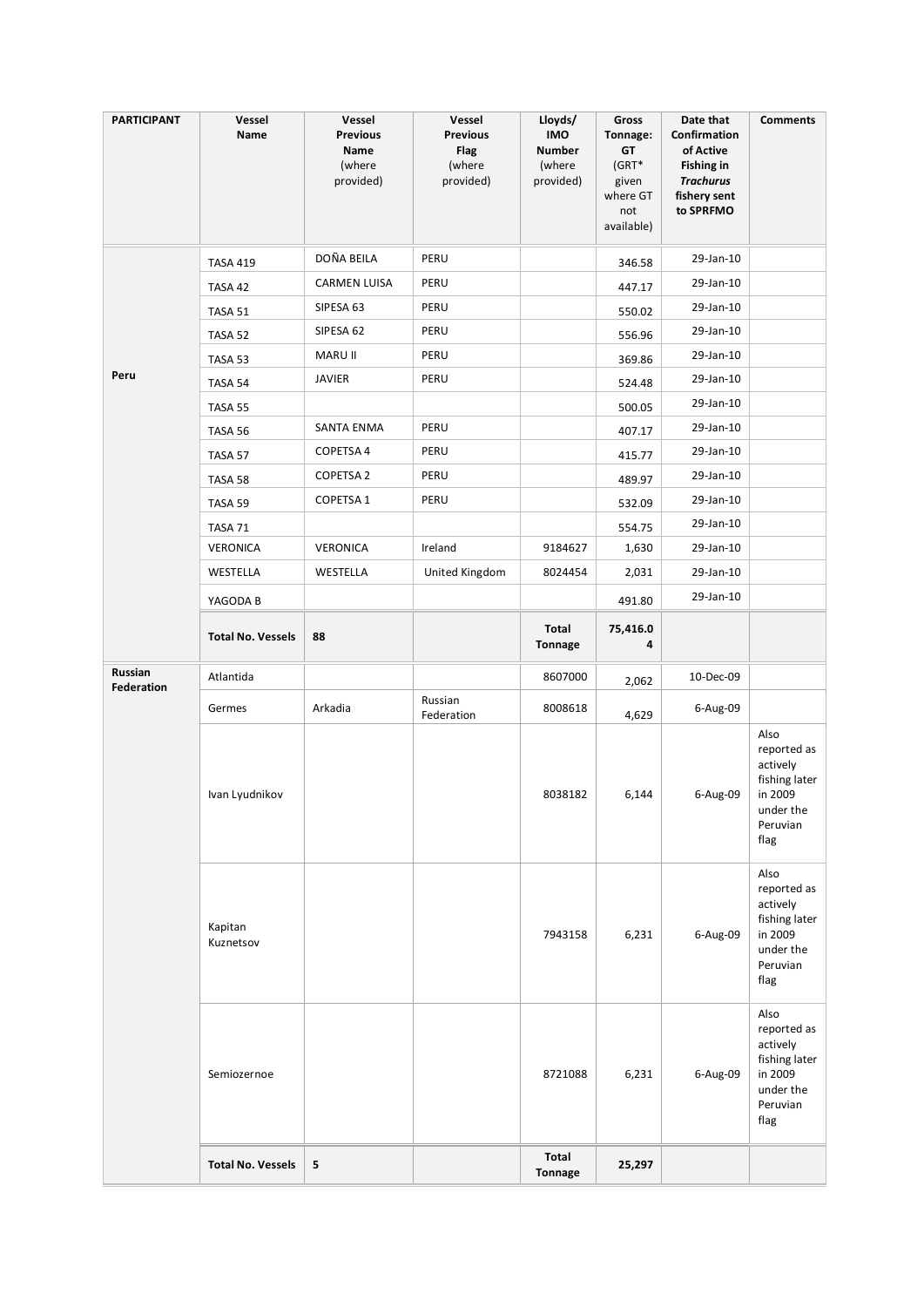| PARTICIPANT | Vessel Name | Vessel Previous Name (where provided) | Vessel Previous Flag (where provided) | Lloyds/ IMO Number (where provided) | Gross Tonnage: GT (GRT* given where GT not available) | Date that Confirmation of Active Fishing in *Trachurus* fishery sent to SPRFMO | Comments |
|---|---|---|---|---|---|---|---|
| Peru | TASA 419 | DOÑA BEILA | PERU | | 346.58 | 29-Jan-10 | |
| | TASA 42 | CARMEN LUISA | PERU | | 447.17 | 29-Jan-10 | |
| | TASA 51 | SIPESA 63 | PERU | | 550.02 | 29-Jan-10 | |
| | TASA 52 | SIPESA 62 | PERU | | 556.96 | 29-Jan-10 | |
| | TASA 53 | MARU II | PERU | | 369.86 | 29-Jan-10 | |
| | TASA 54 | JAVIER | PERU | | 524.48 | 29-Jan-10 | |
| | TASA 55 | | | | 500.05 | 29-Jan-10 | |
| | TASA 56 | SANTA ENMA | PERU | | 407.17 | 29-Jan-10 | |
| | TASA 57 | COPETSA 4 | PERU | | 415.77 | 29-Jan-10 | |
| | TASA 58 | COPETSA 2 | PERU | | 489.97 | 29-Jan-10 | |
| | TASA 59 | COPETSA 1 | PERU | | 532.09 | 29-Jan-10 | |
| | TASA 71 | | | | 554.75 | 29-Jan-10 | |
| | VERONICA | VERONICA | Ireland | 9184627 | 1,630 | 29-Jan-10 | |
| | WESTELLA | WESTELLA | United Kingdom | 8024454 | 2,031 | 29-Jan-10 | |
| | YAGODA B | | | | 491.80 | 29-Jan-10 | |
| | **Total No. Vessels** | **88** | | **Total Tonnage** | **75,416.04** | | |
| **Russian Federation** | Atlantida | | | 8607000 | 2,062 | 10-Dec-09 | |
| | Germes | Arkadia | Russian Federation | 8008618 | 4,629 | 6-Aug-09 | |
| | Ivan Lyudnikov | | | 8038182 | 6,144 | 6-Aug-09 | Also reported as actively fishing later in 2009 under the Peruvian flag |
| | Kapitan Kuznetsov | | | 7943158 | 6,231 | 6-Aug-09 | Also reported as actively fishing later in 2009 under the Peruvian flag |
| | Semiozernoe | | | 8721088 | 6,231 | 6-Aug-09 | Also reported as actively fishing later in 2009 under the Peruvian flag |
| | **Total No. Vessels** | **5** | | **Total Tonnage** | **25,297** | | |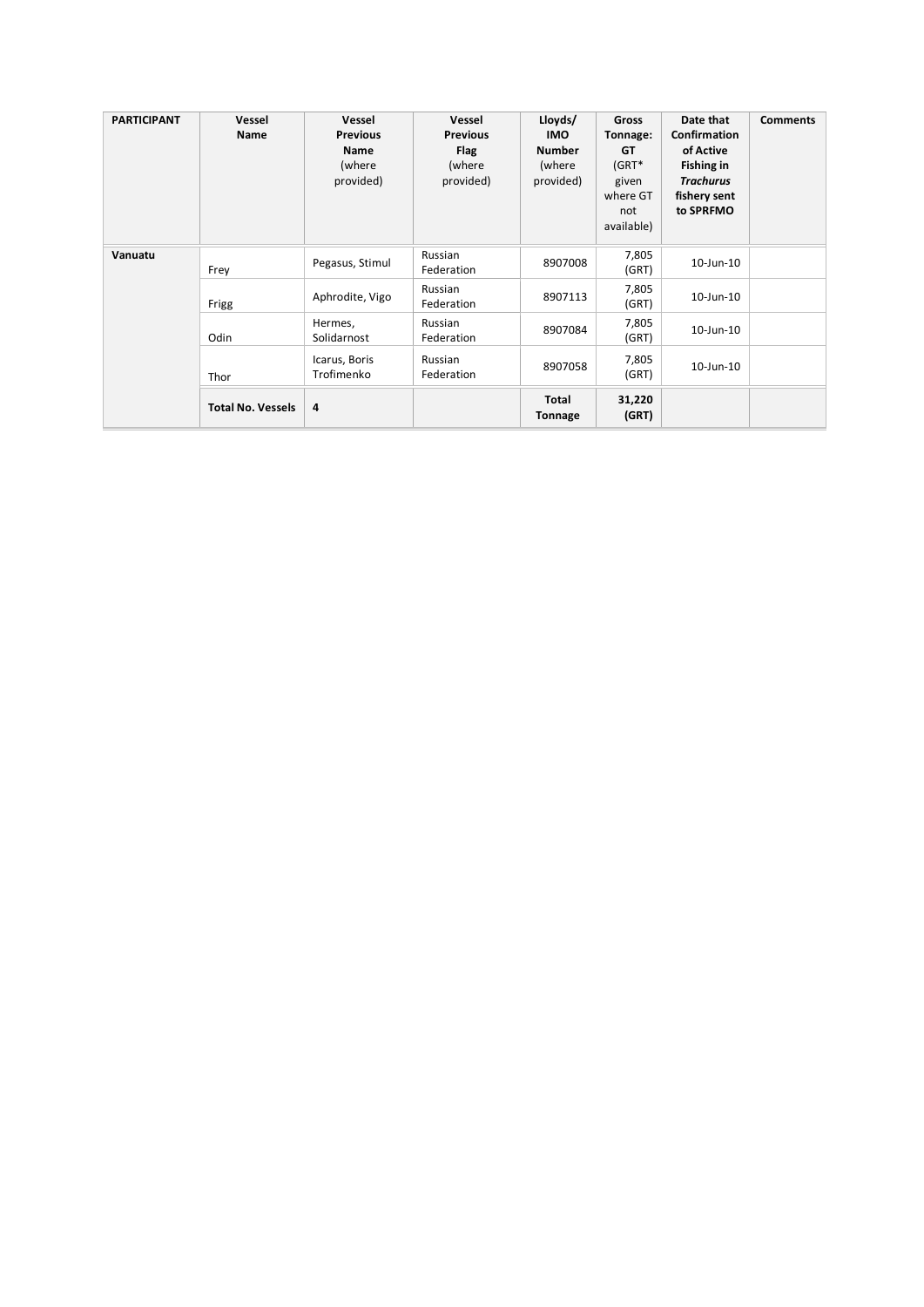| PARTICIPANT | Vessel Name | Vessel Previous Name (where provided) | Vessel Previous Flag (where provided) | Lloyds/ IMO Number (where provided) | Gross Tonnage: GT (GRT* given where GT not available) | Date that Confirmation of Active Fishing in ***Trachurus*** fishery sent to SPRFMO | Comments |
|---|---|---|---|---|---|---|---|
| **Vanuatu** | Frey | Pegasus, Stimul | Russian Federation | 8907008 | 7,805 (GRT) | 10-Jun-10 | |
| | Frigg | Aphrodite, Vigo | Russian Federation | 8907113 | 7,805 (GRT) | 10-Jun-10 | |
| | Odin | Hermes, Solidarnost | Russian Federation | 8907084 | 7,805 (GRT) | 10-Jun-10 | |
| | Thor | Icarus, Boris Trofimenko | Russian Federation | 8907058 | 7,805 (GRT) | 10-Jun-10 | |
| | **Total No. Vessels** | **4** | | **Total Tonnage** | **31,220 (GRT)** | | |